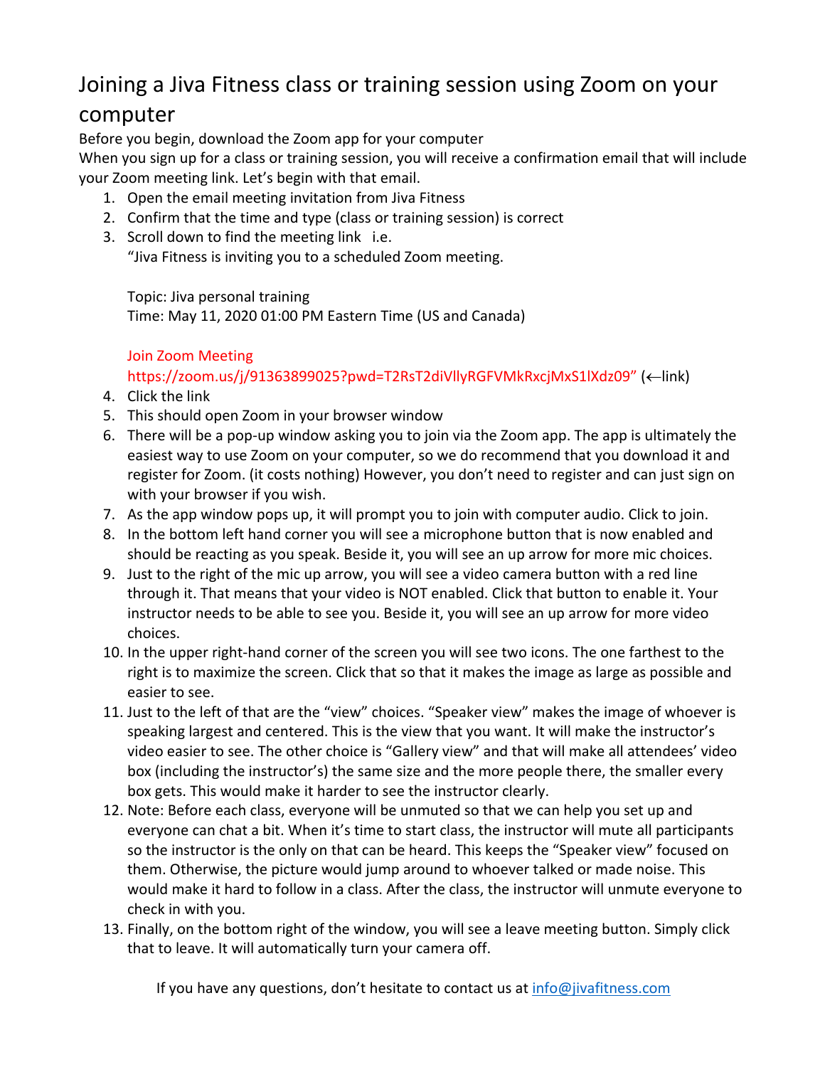# Joining a Jiva Fitness class or training session using Zoom on your computer

Before you begin, download the Zoom app for your computer

When you sign up for a class or training session, you will receive a confirmation email that will include your Zoom meeting link. Let's begin with that email.

1. Open the email meeting invitation from Jiva Fitness
2. Confirm that the time and type (class or training session) is correct
3. Scroll down to find the meeting link i.e.
   "Jiva Fitness is inviting you to a scheduled Zoom meeting.

   Topic: Jiva personal training
   Time: May 11, 2020 01:00 PM Eastern Time (US and Canada)

   Join Zoom Meeting
   https://zoom.us/j/91363899025?pwd=T2RsT2diVllyRGFVMkRxcjMxS1lXdz09" (←link)
4. Click the link
5. This should open Zoom in your browser window
6. There will be a pop-up window asking you to join via the Zoom app. The app is ultimately the easiest way to use Zoom on your computer, so we do recommend that you download it and register for Zoom. (it costs nothing) However, you don't need to register and can just sign on with your browser if you wish.
7. As the app window pops up, it will prompt you to join with computer audio. Click to join.
8. In the bottom left hand corner you will see a microphone button that is now enabled and should be reacting as you speak. Beside it, you will see an up arrow for more mic choices.
9. Just to the right of the mic up arrow, you will see a video camera button with a red line through it. That means that your video is NOT enabled. Click that button to enable it. Your instructor needs to be able to see you. Beside it, you will see an up arrow for more video choices.
10. In the upper right-hand corner of the screen you will see two icons. The one farthest to the right is to maximize the screen. Click that so that it makes the image as large as possible and easier to see.
11. Just to the left of that are the "view" choices. "Speaker view" makes the image of whoever is speaking largest and centered. This is the view that you want. It will make the instructor's video easier to see. The other choice is "Gallery view" and that will make all attendees' video box (including the instructor's) the same size and the more people there, the smaller every box gets. This would make it harder to see the instructor clearly.
12. Note: Before each class, everyone will be unmuted so that we can help you set up and everyone can chat a bit. When it's time to start class, the instructor will mute all participants so the instructor is the only on that can be heard. This keeps the "Speaker view" focused on them. Otherwise, the picture would jump around to whoever talked or made noise. This would make it hard to follow in a class. After the class, the instructor will unmute everyone to check in with you.
13. Finally, on the bottom right of the window, you will see a leave meeting button. Simply click that to leave. It will automatically turn your camera off.

If you have any questions, don't hesitate to contact us at info@jivafitness.com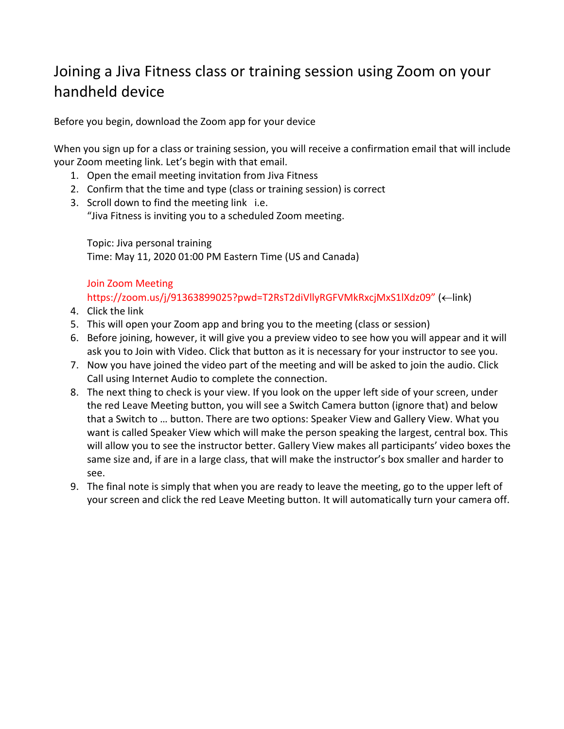# Joining a Jiva Fitness class or training session using Zoom on your handheld device

Before you begin, download the Zoom app for your device

When you sign up for a class or training session, you will receive a confirmation email that will include your Zoom meeting link. Let's begin with that email.

1. Open the email meeting invitation from Jiva Fitness
2. Confirm that the time and type (class or training session) is correct
3. Scroll down to find the meeting link i.e.
   "Jiva Fitness is inviting you to a scheduled Zoom meeting.

   Topic: Jiva personal training
   Time: May 11, 2020 01:00 PM Eastern Time (US and Canada)

   Join Zoom Meeting
   https://zoom.us/j/91363899025?pwd=T2RsT2diVllyRGFVMkRxcjMxS1lXdz09" (←link)
4. Click the link
5. This will open your Zoom app and bring you to the meeting (class or session)
6. Before joining, however, it will give you a preview video to see how you will appear and it will ask you to Join with Video. Click that button as it is necessary for your instructor to see you.
7. Now you have joined the video part of the meeting and will be asked to join the audio. Click Call using Internet Audio to complete the connection.
8. The next thing to check is your view. If you look on the upper left side of your screen, under the red Leave Meeting button, you will see a Switch Camera button (ignore that) and below that a Switch to … button. There are two options: Speaker View and Gallery View. What you want is called Speaker View which will make the person speaking the largest, central box. This will allow you to see the instructor better. Gallery View makes all participants' video boxes the same size and, if are in a large class, that will make the instructor's box smaller and harder to see.
9. The final note is simply that when you are ready to leave the meeting, go to the upper left of your screen and click the red Leave Meeting button. It will automatically turn your camera off.